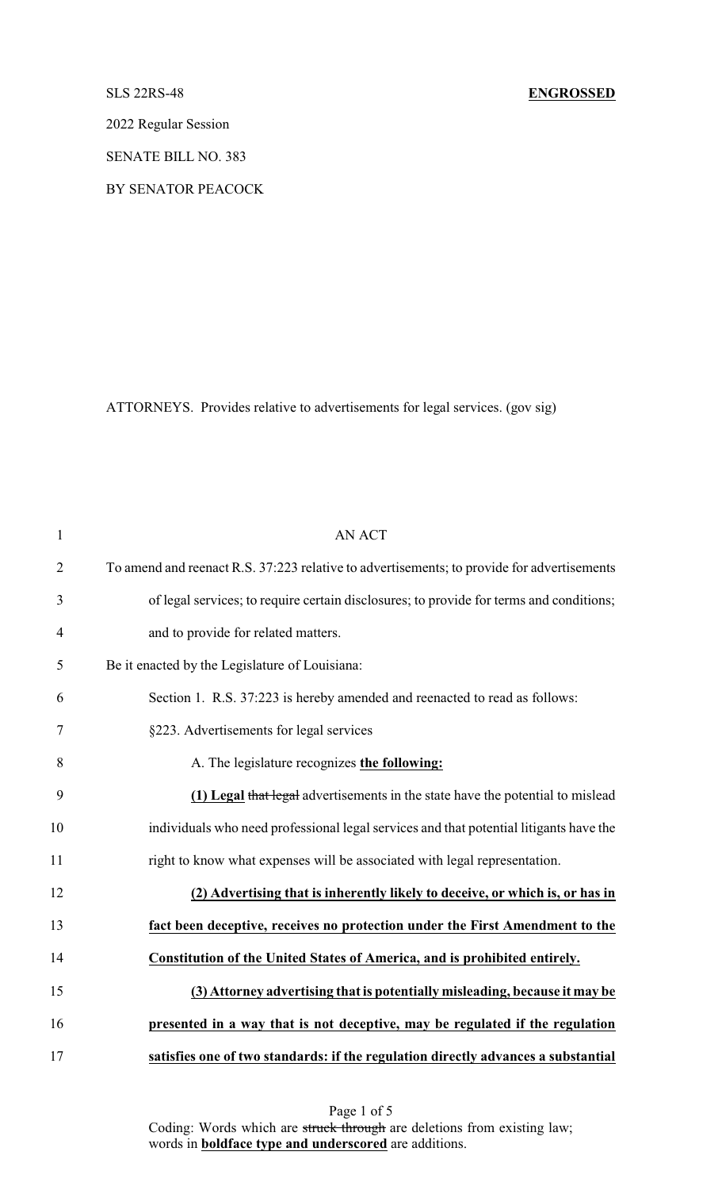SLS 22RS-48 **ENGROSSED**

2022 Regular Session

SENATE BILL NO. 383

BY SENATOR PEACOCK

ATTORNEYS. Provides relative to advertisements for legal services. (gov sig)

AN ACT

To amend and reenact R.S. 37:223 relative to advertisements; to provide for advertisements of legal services; to require certain disclosures; to provide for terms and conditions; and to provide for related matters.

Be it enacted by the Legislature of Louisiana:

Section 1. R.S. 37:223 is hereby amended and reenacted to read as follows:

§223. Advertisements for legal services

A. The legislature recognizes **the following:**

**(1) Legal** ~~that legal~~ advertisements in the state have the potential to mislead individuals who need professional legal services and that potential litigants have the right to know what expenses will be associated with legal representation.

**(2) Advertising that is inherently likely to deceive, or which is, or has in fact been deceptive, receives no protection under the First Amendment to the Constitution of the United States of America, and is prohibited entirely.**

**(3) Attorney advertising that is potentially misleading, because it may be presented in a way that is not deceptive, may be regulated if the regulation satisfies one of two standards: if the regulation directly advances a substantial**

Coding: Words which are ~~struck through~~ are deletions from existing law; words in **boldface type and underscored** are additions.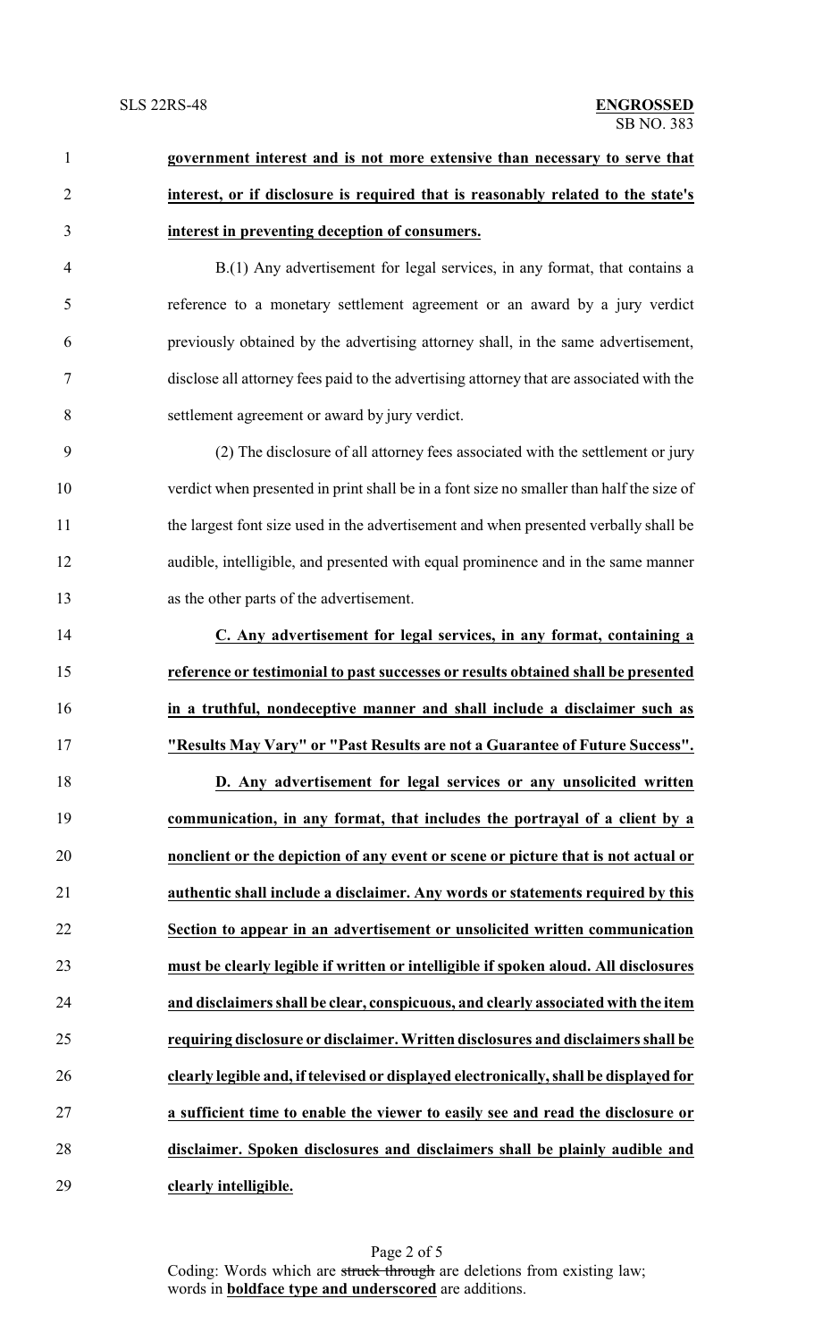**government interest and is not more extensive than necessary to serve that interest, or if disclosure is required that is reasonably related to the state's interest in preventing deception of consumers.**

B.(1) Any advertisement for legal services, in any format, that contains a reference to a monetary settlement agreement or an award by a jury verdict previously obtained by the advertising attorney shall, in the same advertisement, disclose all attorney fees paid to the advertising attorney that are associated with the settlement agreement or award by jury verdict.

(2) The disclosure of all attorney fees associated with the settlement or jury verdict when presented in print shall be in a font size no smaller than half the size of the largest font size used in the advertisement and when presented verbally shall be audible, intelligible, and presented with equal prominence and in the same manner as the other parts of the advertisement.

**C. Any advertisement for legal services, in any format, containing a reference or testimonial to past successes or results obtained shall be presented in a truthful, nondeceptive manner and shall include a disclaimer such as "Results May Vary" or "Past Results are not a Guarantee of Future Success".**

**D. Any advertisement for legal services or any unsolicited written communication, in any format, that includes the portrayal of a client by a nonclient or the depiction of any event or scene or picture that is not actual or authentic shall include a disclaimer. Any words or statements required by this Section to appear in an advertisement or unsolicited written communication must be clearly legible if written or intelligible if spoken aloud. All disclosures and disclaimers shall be clear, conspicuous, and clearly associated with the item requiring disclosure or disclaimer. Written disclosures and disclaimers shall be clearly legible and, if televised or displayed electronically, shall be displayed for a sufficient time to enable the viewer to easily see and read the disclosure or disclaimer. Spoken disclosures and disclaimers shall be plainly audible and clearly intelligible.**

Coding: Words which are ~~struck through~~ are deletions from existing law; words in **boldface type and underscored** are additions.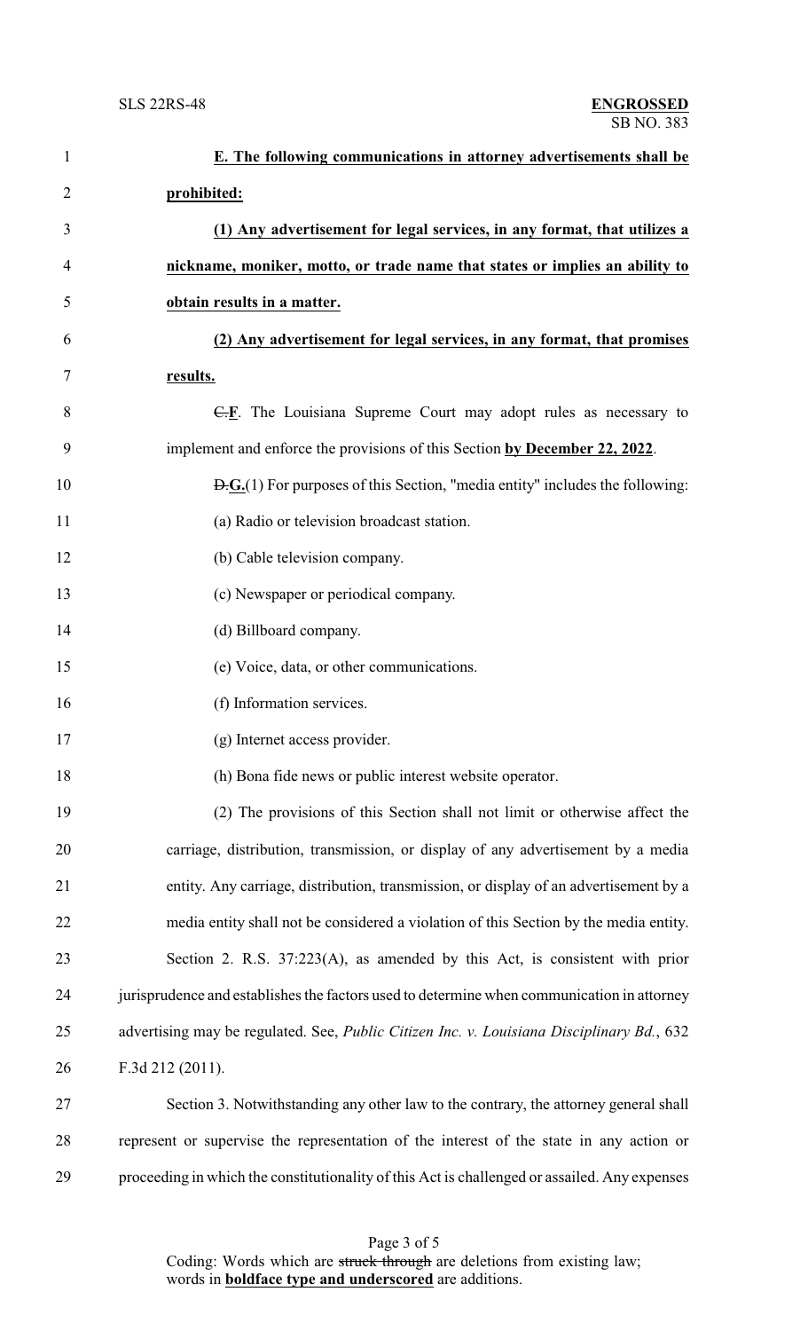**E. The following communications in attorney advertisements shall be prohibited:**

**(1) Any advertisement for legal services, in any format, that utilizes a nickname, moniker, motto, or trade name that states or implies an ability to obtain results in a matter.**

**(2) Any advertisement for legal services, in any format, that promises results.**

~~C.~~**F**. The Louisiana Supreme Court may adopt rules as necessary to implement and enforce the provisions of this Section **by December 22, 2022**.

~~D.~~**G.**(1) For purposes of this Section, "media entity" includes the following:

(a) Radio or television broadcast station.

(b) Cable television company.

(c) Newspaper or periodical company.

(d) Billboard company.

(e) Voice, data, or other communications.

(f) Information services.

(g) Internet access provider.

(h) Bona fide news or public interest website operator.

(2) The provisions of this Section shall not limit or otherwise affect the carriage, distribution, transmission, or display of any advertisement by a media entity. Any carriage, distribution, transmission, or display of an advertisement by a media entity shall not be considered a violation of this Section by the media entity.

Section 2. R.S. 37:223(A), as amended by this Act, is consistent with prior jurisprudence and establishes the factors used to determine when communication in attorney advertising may be regulated. See, *Public Citizen Inc. v. Louisiana Disciplinary Bd.*, 632 F.3d 212 (2011).

Section 3. Notwithstanding any other law to the contrary, the attorney general shall represent or supervise the representation of the interest of the state in any action or proceeding in which the constitutionality of this Act is challenged or assailed. Any expenses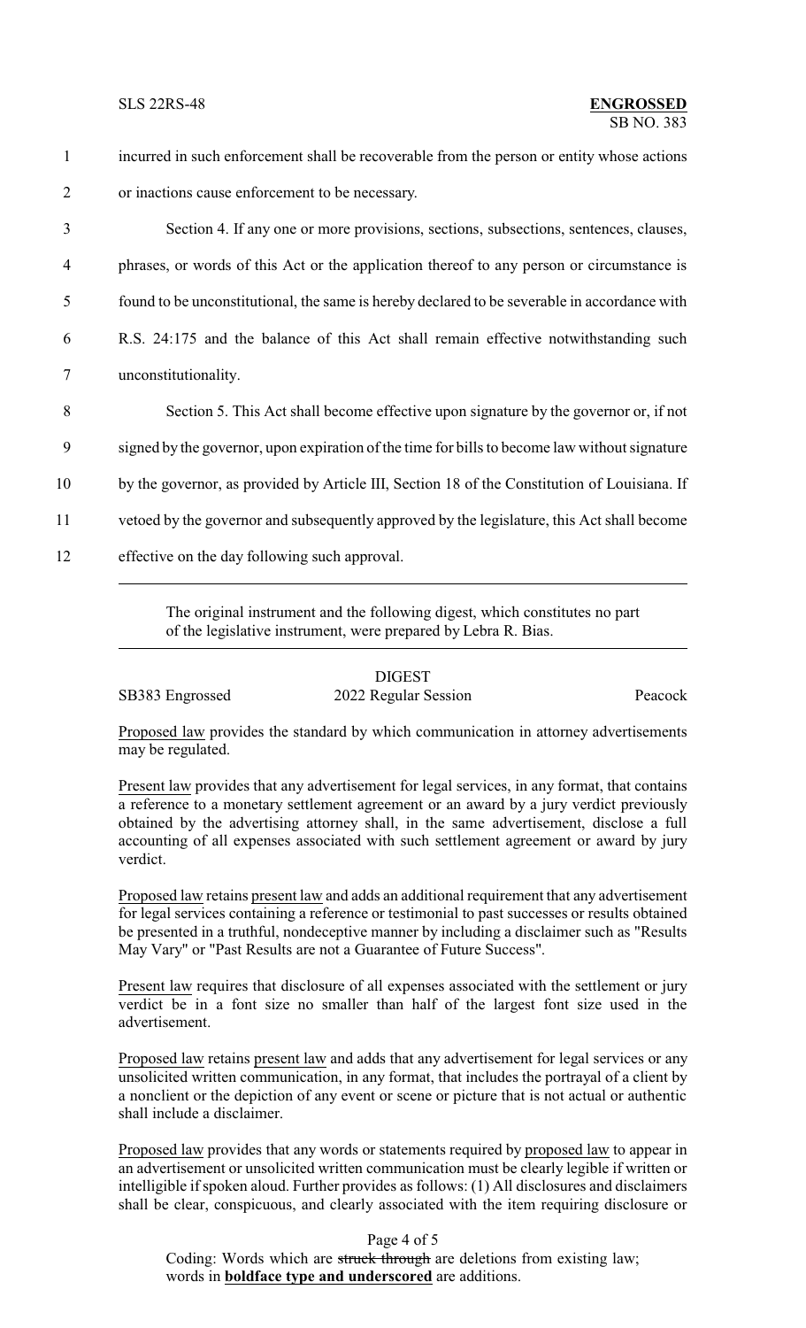incurred in such enforcement shall be recoverable from the person or entity whose actions or inactions cause enforcement to be necessary.

Section 4. If any one or more provisions, sections, subsections, sentences, clauses, phrases, or words of this Act or the application thereof to any person or circumstance is found to be unconstitutional, the same is hereby declared to be severable in accordance with R.S. 24:175 and the balance of this Act shall remain effective notwithstanding such unconstitutionality.

Section 5. This Act shall become effective upon signature by the governor or, if not signed by the governor, upon expiration of the time for bills to become law without signature by the governor, as provided by Article III, Section 18 of the Constitution of Louisiana. If vetoed by the governor and subsequently approved by the legislature, this Act shall become effective on the day following such approval.

---

The original instrument and the following digest, which constitutes no part of the legislative instrument, were prepared by Lebra R. Bias.

---

DIGEST

SB383 Engrossed | 2022 Regular Session | Peacock

Proposed law provides the standard by which communication in attorney advertisements may be regulated.

Present law provides that any advertisement for legal services, in any format, that contains a reference to a monetary settlement agreement or an award by a jury verdict previously obtained by the advertising attorney shall, in the same advertisement, disclose a full accounting of all expenses associated with such settlement agreement or award by jury verdict.

Proposed law retains present law and adds an additional requirement that any advertisement for legal services containing a reference or testimonial to past successes or results obtained be presented in a truthful, nondeceptive manner by including a disclaimer such as "Results May Vary" or "Past Results are not a Guarantee of Future Success".

Present law requires that disclosure of all expenses associated with the settlement or jury verdict be in a font size no smaller than half of the largest font size used in the advertisement.

Proposed law retains present law and adds that any advertisement for legal services or any unsolicited written communication, in any format, that includes the portrayal of a client by a nonclient or the depiction of any event or scene or picture that is not actual or authentic shall include a disclaimer.

Proposed law provides that any words or statements required by proposed law to appear in an advertisement or unsolicited written communication must be clearly legible if written or intelligible if spoken aloud. Further provides as follows: (1) All disclosures and disclaimers shall be clear, conspicuous, and clearly associated with the item requiring disclosure or

Coding: Words which are ~~struck through~~ are deletions from existing law; words in **boldface type and underscored** are additions.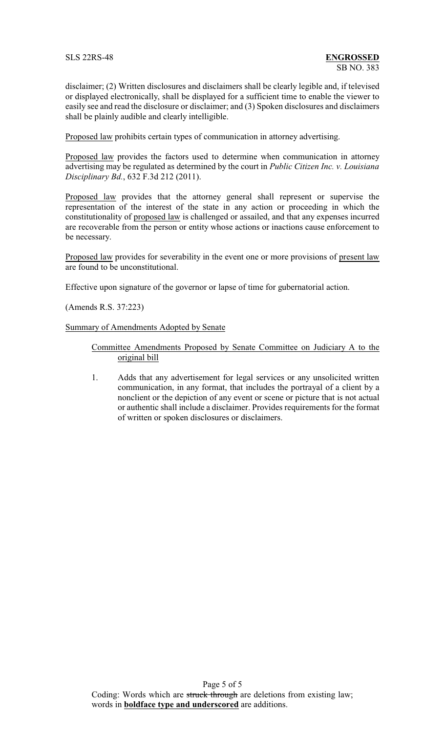disclaimer; (2) Written disclosures and disclaimers shall be clearly legible and, if televised or displayed electronically, shall be displayed for a sufficient time to enable the viewer to easily see and read the disclosure or disclaimer; and (3) Spoken disclosures and disclaimers shall be plainly audible and clearly intelligible.

Proposed law prohibits certain types of communication in attorney advertising.

Proposed law provides the factors used to determine when communication in attorney advertising may be regulated as determined by the court in *Public Citizen Inc. v. Louisiana Disciplinary Bd.*, 632 F.3d 212 (2011).

Proposed law provides that the attorney general shall represent or supervise the representation of the interest of the state in any action or proceeding in which the constitutionality of proposed law is challenged or assailed, and that any expenses incurred are recoverable from the person or entity whose actions or inactions cause enforcement to be necessary.

Proposed law provides for severability in the event one or more provisions of present law are found to be unconstitutional.

Effective upon signature of the governor or lapse of time for gubernatorial action.

(Amends R.S. 37:223)

Summary of Amendments Adopted by Senate

Committee Amendments Proposed by Senate Committee on Judiciary A to the original bill

1. Adds that any advertisement for legal services or any unsolicited written communication, in any format, that includes the portrayal of a client by a nonclient or the depiction of any event or scene or picture that is not actual or authentic shall include a disclaimer. Provides requirements for the format of written or spoken disclosures or disclaimers.

Coding: Words which are ~~struck through~~ are deletions from existing law; words in **boldface type and underscored** are additions.